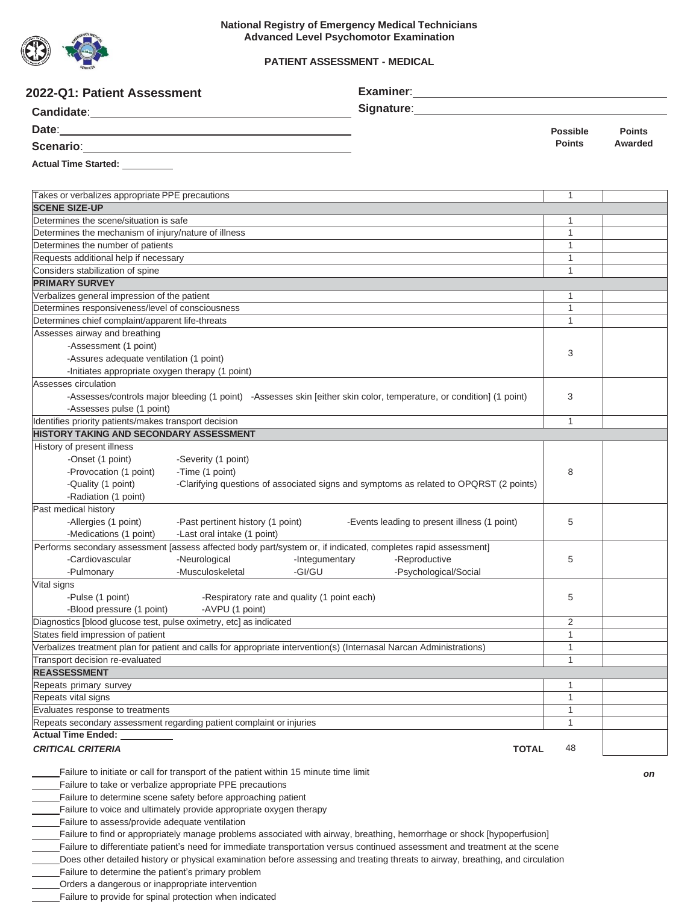**National Registry of Emergency Medical Technicians**
**Advanced Level Psychomotor Examination**

**PATIENT ASSESSMENT - MEDICAL**

## 2022-Q1: Patient Assessment

**Candidate**: ______________________

**Date**: ______________________

**Scenario**: ______________________

**Actual Time Started:** __________

**Examiner**: ______________________

**Signature**: ______________________

| | Possible Points | Points Awarded |
|---|---|---|
| Takes or verbalizes appropriate PPE precautions | 1 | |
| **SCENE SIZE-UP** | | |
| Determines the scene/situation is safe | 1 | |
| Determines the mechanism of injury/nature of illness | 1 | |
| Determines the number of patients | 1 | |
| Requests additional help if necessary | 1 | |
| Considers stabilization of spine | 1 | |
| **PRIMARY SURVEY** | | |
| Verbalizes general impression of the patient | 1 | |
| Determines responsiveness/level of consciousness | 1 | |
| Determines chief complaint/apparent life-threats | 1 | |
| Assesses airway and breathing<br>-Assessment (1 point)<br>-Assures adequate ventilation (1 point)<br>-Initiates appropriate oxygen therapy (1 point) | 3 | |
| Assesses circulation<br>-Assesses/controls major bleeding (1 point) -Assesses skin [either skin color, temperature, or condition] (1 point)<br>-Assesses pulse (1 point) | 3 | |
| Identifies priority patients/makes transport decision | 1 | |
| **HISTORY TAKING AND SECONDARY ASSESSMENT** | | |
| History of present illness<br>-Onset (1 point) -Severity (1 point)<br>-Provocation (1 point) -Time (1 point)<br>-Quality (1 point) -Clarifying questions of associated signs and symptoms as related to OPQRST (2 points)<br>-Radiation (1 point) | 8 | |
| Past medical history<br>-Allergies (1 point) -Past pertinent history (1 point) -Events leading to present illness (1 point)<br>-Medications (1 point) -Last oral intake (1 point) | 5 | |
| Performs secondary assessment [assess affected body part/system or, if indicated, completes rapid assessment]<br>-Cardiovascular -Neurological -Integumentary -Reproductive<br>-Pulmonary -Musculoskeletal -GI/GU -Psychological/Social | 5 | |
| Vital signs<br>-Pulse (1 point) -Respiratory rate and quality (1 point each)<br>-Blood pressure (1 point) -AVPU (1 point) | 5 | |
| Diagnostics [blood glucose test, pulse oximetry, etc] as indicated | 2 | |
| States field impression of patient | 1 | |
| Verbalizes treatment plan for patient and calls for appropriate intervention(s) (Internasal Narcan Administrations) | 1 | |
| Transport decision re-evaluated | 1 | |
| **REASSESSMENT** | | |
| Repeats primary survey | 1 | |
| Repeats vital signs | 1 | |
| Evaluates response to treatments | 1 | |
| Repeats secondary assessment regarding patient complaint or injuries | 1 | |
| **Actual Time Ended:** __________ | | |
| **TOTAL** | 48 | |

***CRITICAL CRITERIA***

***on***

_____ Failure to initiate or call for transport of the patient within 15 minute time limit
_____ Failure to take or verbalize appropriate PPE precautions
_____ Failure to determine scene safety before approaching patient
_____ Failure to voice and ultimately provide appropriate oxygen therapy
_____ Failure to assess/provide adequate ventilation
_____ Failure to find or appropriately manage problems associated with airway, breathing, hemorrhage or shock [hypoperfusion]
_____ Failure to differentiate patient's need for immediate transportation versus continued assessment and treatment at the scene
_____ Does other detailed history or physical examination before assessing and treating threats to airway, breathing, and circulation
_____ Failure to determine the patient's primary problem
_____ Orders a dangerous or inappropriate intervention
_____ Failure to provide for spinal protection when indicated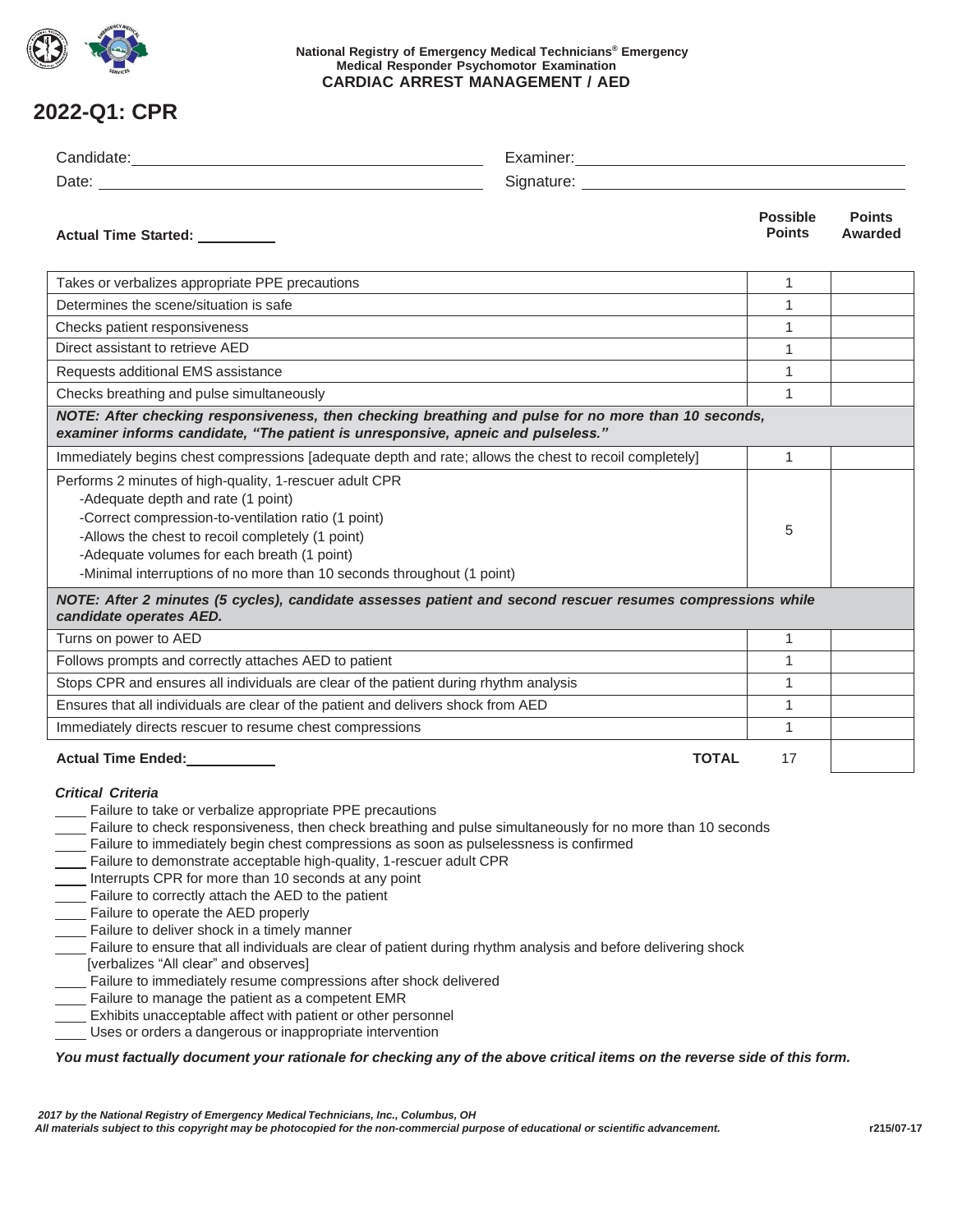National Registry of Emergency Medical Technicians® Emergency Medical Responder Psychomotor Examination
**CARDIAC ARREST MANAGEMENT / AED**

# 2022-Q1: CPR

Candidate: ____________________ Examiner: ____________________

Date: ____________________ Signature: ____________________

**Actual Time Started:** __________

| | Possible Points | Points Awarded |
|---|---|---|
| Takes or verbalizes appropriate PPE precautions | 1 | |
| Determines the scene/situation is safe | 1 | |
| Checks patient responsiveness | 1 | |
| Direct assistant to retrieve AED | 1 | |
| Requests additional EMS assistance | 1 | |
| Checks breathing and pulse simultaneously | 1 | |
| ***NOTE: After checking responsiveness, then checking breathing and pulse for no more than 10 seconds, examiner informs candidate, "The patient is unresponsive, apneic and pulseless."*** | | |
| Immediately begins chest compressions [adequate depth and rate; allows the chest to recoil completely] | 1 | |
| Performs 2 minutes of high-quality, 1-rescuer adult CPR<br>-Adequate depth and rate (1 point)<br>-Correct compression-to-ventilation ratio (1 point)<br>-Allows the chest to recoil completely (1 point)<br>-Adequate volumes for each breath (1 point)<br>-Minimal interruptions of no more than 10 seconds throughout (1 point) | 5 | |
| ***NOTE: After 2 minutes (5 cycles), candidate assesses patient and second rescuer resumes compressions while candidate operates AED.*** | | |
| Turns on power to AED | 1 | |
| Follows prompts and correctly attaches AED to patient | 1 | |
| Stops CPR and ensures all individuals are clear of the patient during rhythm analysis | 1 | |
| Ensures that all individuals are clear of the patient and delivers shock from AED | 1 | |
| Immediately directs rescuer to resume chest compressions | 1 | |
| **Actual Time Ended:** __________ **TOTAL** | 17 | |

***Critical Criteria***

____ Failure to take or verbalize appropriate PPE precautions
____ Failure to check responsiveness, then check breathing and pulse simultaneously for no more than 10 seconds
____ Failure to immediately begin chest compressions as soon as pulselessness is confirmed
____ Failure to demonstrate acceptable high-quality, 1-rescuer adult CPR
____ Interrupts CPR for more than 10 seconds at any point
____ Failure to correctly attach the AED to the patient
____ Failure to operate the AED properly
____ Failure to deliver shock in a timely manner
____ Failure to ensure that all individuals are clear of patient during rhythm analysis and before delivering shock [verbalizes "All clear" and observes]
____ Failure to immediately resume compressions after shock delivered
____ Failure to manage the patient as a competent EMR
____ Exhibits unacceptable affect with patient or other personnel
____ Uses or orders a dangerous or inappropriate intervention

***You must factually document your rationale for checking any of the above critical items on the reverse side of this form.***

*2017 by the National Registry of Emergency Medical Technicians, Inc., Columbus, OH*
*All materials subject to this copyright may be photocopied for the non-commercial purpose of educational or scientific advancement.* r215/07-17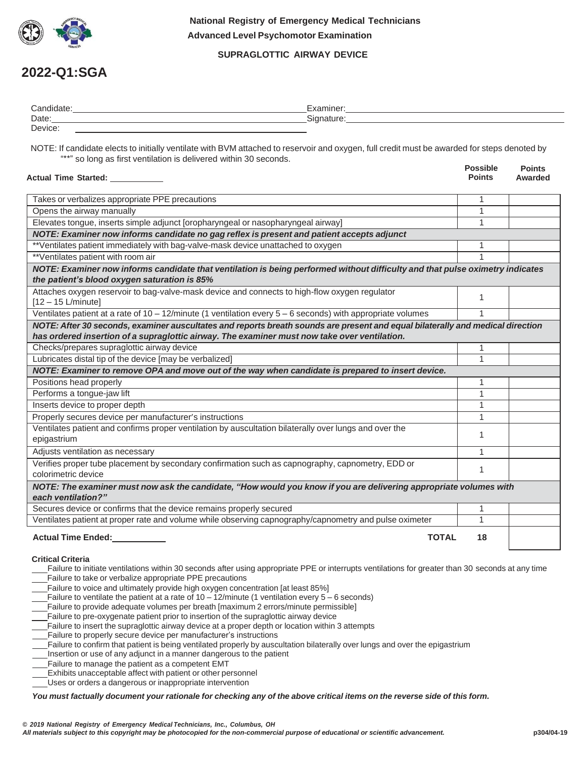National Registry of Emergency Medical Technicians

Advanced Level Psychomotor Examination

**SUPRAGLOTTIC AIRWAY DEVICE**

# 2022-Q1:SGA

Candidate:______________________ Examiner:______________________

Date:______________________ Signature:______________________

Device:______________________

NOTE: If candidate elects to initially ventilate with BVM attached to reservoir and oxygen, full credit must be awarded for steps denoted by "**" so long as first ventilation is delivered within 30 seconds.

**Actual Time Started:** ___________

| | Possible Points | Points Awarded |
|---|---|---|
| Takes or verbalizes appropriate PPE precautions | 1 | |
| Opens the airway manually | 1 | |
| Elevates tongue, inserts simple adjunct [oropharyngeal or nasopharyngeal airway] | 1 | |
| ***NOTE: Examiner now informs candidate no gag reflex is present and patient accepts adjunct*** | | |
| **Ventilates patient immediately with bag-valve-mask device unattached to oxygen | 1 | |
| **Ventilates patient with room air | 1 | |
| ***NOTE: Examiner now informs candidate that ventilation is being performed without difficulty and that pulse oximetry indicates the patient's blood oxygen saturation is 85%*** | | |
| Attaches oxygen reservoir to bag-valve-mask device and connects to high-flow oxygen regulator [12 – 15 L/minute] | 1 | |
| Ventilates patient at a rate of 10 – 12/minute (1 ventilation every 5 – 6 seconds) with appropriate volumes | 1 | |
| ***NOTE: After 30 seconds, examiner auscultates and reports breath sounds are present and equal bilaterally and medical direction has ordered insertion of a supraglottic airway. The examiner must now take over ventilation.*** | | |
| Checks/prepares supraglottic airway device | 1 | |
| Lubricates distal tip of the device [may be verbalized] | 1 | |
| ***NOTE: Examiner to remove OPA and move out of the way when candidate is prepared to insert device.*** | | |
| Positions head properly | 1 | |
| Performs a tongue-jaw lift | 1 | |
| Inserts device to proper depth | 1 | |
| Properly secures device per manufacturer's instructions | 1 | |
| Ventilates patient and confirms proper ventilation by auscultation bilaterally over lungs and over the epigastrium | 1 | |
| Adjusts ventilation as necessary | 1 | |
| Verifies proper tube placement by secondary confirmation such as capnography, capnometry, EDD or colorimetric device | 1 | |
| ***NOTE: The examiner must now ask the candidate, "How would you know if you are delivering appropriate volumes with each ventilation?"*** | | |
| Secures device or confirms that the device remains properly secured | 1 | |
| Ventilates patient at proper rate and volume while observing capnography/capnometry and pulse oximeter | 1 | |
| **Actual Time Ended:** ___________ **TOTAL** | **18** | |

**Critical Criteria**

- ___ Failure to initiate ventilations within 30 seconds after using appropriate PPE or interrupts ventilations for greater than 30 seconds at any time
- ___ Failure to take or verbalize appropriate PPE precautions
- ___ Failure to voice and ultimately provide high oxygen concentration [at least 85%]
- ___ Failure to ventilate the patient at a rate of 10 – 12/minute (1 ventilation every 5 – 6 seconds)
- ___ Failure to provide adequate volumes per breath [maximum 2 errors/minute permissible]
- ___ Failure to pre-oxygenate patient prior to insertion of the supraglottic airway device
- ___ Failure to insert the supraglottic airway device at a proper depth or location within 3 attempts
- ___ Failure to properly secure device per manufacturer's instructions
- ___ Failure to confirm that patient is being ventilated properly by auscultation bilaterally over lungs and over the epigastrium
- ___ Insertion or use of any adjunct in a manner dangerous to the patient
- ___ Failure to manage the patient as a competent EMT
- ___ Exhibits unacceptable affect with patient or other personnel
- ___ Uses or orders a dangerous or inappropriate intervention

***You must factually document your rationale for checking any of the above critical items on the reverse side of this form.***

*© 2019 National Registry of Emergency Medical Technicians, Inc., Columbus, OH*

*All materials subject to this copyright may be photocopied for the non-commercial purpose of educational or scientific advancement.*

p304/04-19